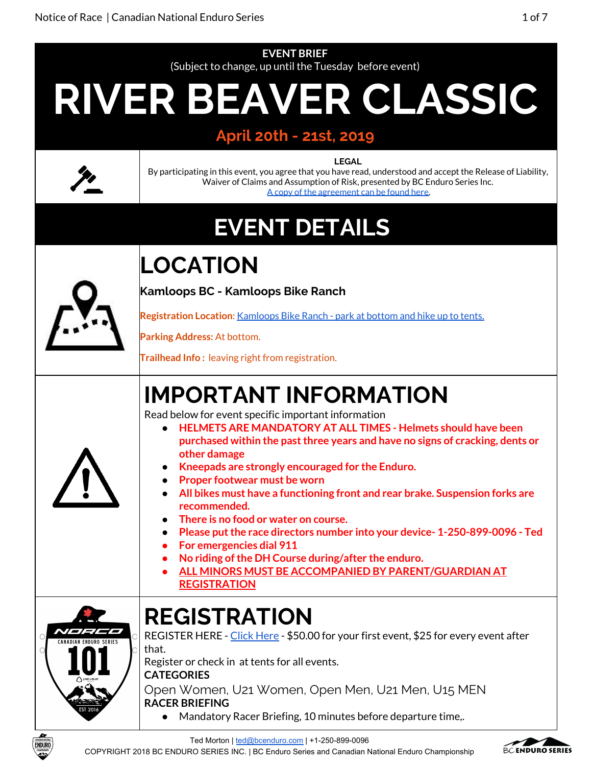**EVENT BRIEF**

(Subject to change, up until the Tuesday before event)

# RIVER BEAVER CLASSIC

**April 20th - 21st, 2019**

**LEGAL**

By participating in this event, you agree that you have read, understood and accept the Release of Liability, Waiver of Claims and Assumption of Risk, presented by BC Enduro Series Inc.

[A copy of the agreement can be found here.]

# EVENT DETAILS

## LOCATION

**Kamloops BC - Kamloops Bike Ranch**

**Registration Location**: [Kamloops Bike Ranch - park at bottom and hike up to tents.]

**Parking Address:** At bottom.

**Trailhead Info :** leaving right from registration.

## IMPORTANT INFORMATION

Read below for event specific important information

- **HELMETS ARE MANDATORY AT ALL TIMES - Helmets should have been purchased within the past three years and have no signs of cracking, dents or other damage**
- **Kneepads are strongly encouraged for the Enduro.**
- **Proper footwear must be worn**
- **All bikes must have a functioning front and rear brake. Suspension forks are recommended.**
- **There is no food or water on course.**
- **Please put the race directors number into your device- 1-250-899-0096 - Ted**
- **For emergencies dial 911**
- **No riding of the DH Course during/after the enduro.**
- **ALL MINORS MUST BE ACCOMPANIED BY PARENT/GUARDIAN AT REGISTRATION**

## REGISTRATION

REGISTER HERE - [Click Here] - $50.00 for your first event, $25 for every event after that.

Register or check in at tents for all events.

**CATEGORIES**

Open Women, U21 Women, Open Men, U21 Men, U15 MEN

**RACER BRIEFING**

- Mandatory Racer Briefing, 10 minutes before departure time,.

Ted Morton | ted@bcenduro.com | +1-250-899-0096

COPYRIGHT 2018 BC ENDURO SERIES INC. | BC Enduro Series and Canadian National Enduro Championship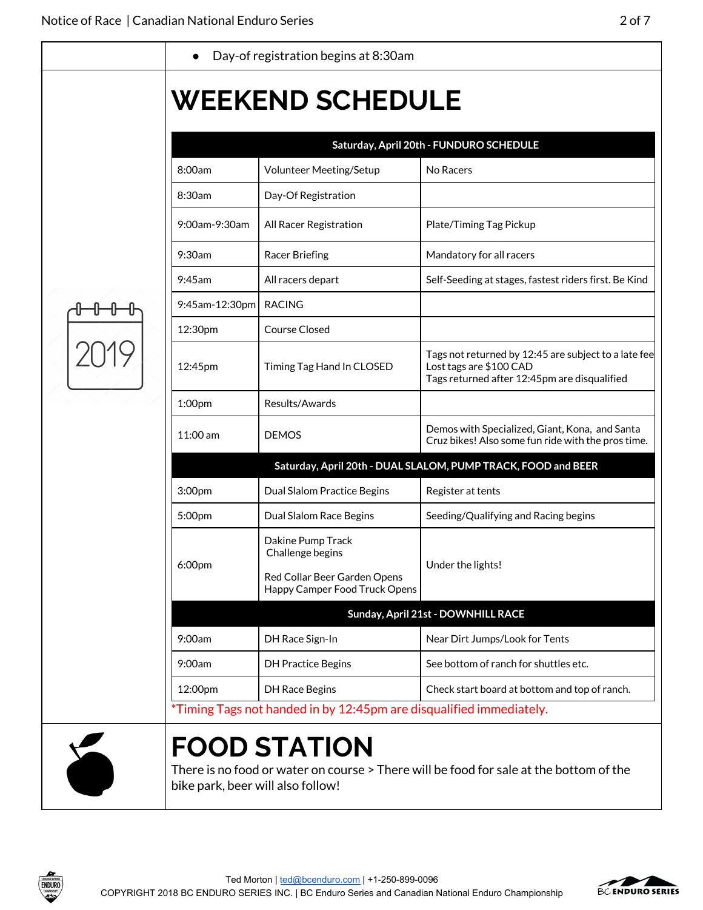- Day-of registration begins at 8:30am

# WEEKEND SCHEDULE

| Saturday, April 20th - FUNDURO SCHEDULE | | |
|---|---|---|
| 8:00am | Volunteer Meeting/Setup | No Racers |
| 8:30am | Day-Of Registration | |
| 9:00am-9:30am | All Racer Registration | Plate/Timing Tag Pickup |
| 9:30am | Racer Briefing | Mandatory for all racers |
| 9:45am | All racers depart | Self-Seeding at stages, fastest riders first. Be Kind |
| 9:45am-12:30pm | RACING | |
| 12:30pm | Course Closed | |
| 12:45pm | Timing Tag Hand In CLOSED | Tags not returned by 12:45 are subject to a late fee<br>Lost tags are $100 CAD<br>Tags returned after 12:45pm are disqualified |
| 1:00pm | Results/Awards | |
| 11:00 am | DEMOS | Demos with Specialized, Giant, Kona, and Santa Cruz bikes! Also some fun ride with the pros time. |
| **Saturday, April 20th - DUAL SLALOM, PUMP TRACK, FOOD and BEER** | | |
| 3:00pm | Dual Slalom Practice Begins | Register at tents |
| 5:00pm | Dual Slalom Race Begins | Seeding/Qualifying and Racing begins |
| 6:00pm | Dakine Pump Track Challenge begins<br><br>Red Collar Beer Garden Opens<br>Happy Camper Food Truck Opens | Under the lights! |
| **Sunday, April 21st - DOWNHILL RACE** | | |
| 9:00am | DH Race Sign-In | Near Dirt Jumps/Look for Tents |
| 9:00am | DH Practice Begins | See bottom of ranch for shuttles etc. |
| 12:00pm | DH Race Begins | Check start board at bottom and top of ranch. |

*Timing Tags not handed in by 12:45pm are disqualified immediately.

# FOOD STATION

There is no food or water on course > There will be food for sale at the bottom of the bike park, beer will also follow!

Ted Morton | ted@bcenduro.com | +1-250-899-0096
COPYRIGHT 2018 BC ENDURO SERIES INC. | BC Enduro Series and Canadian National Enduro Championship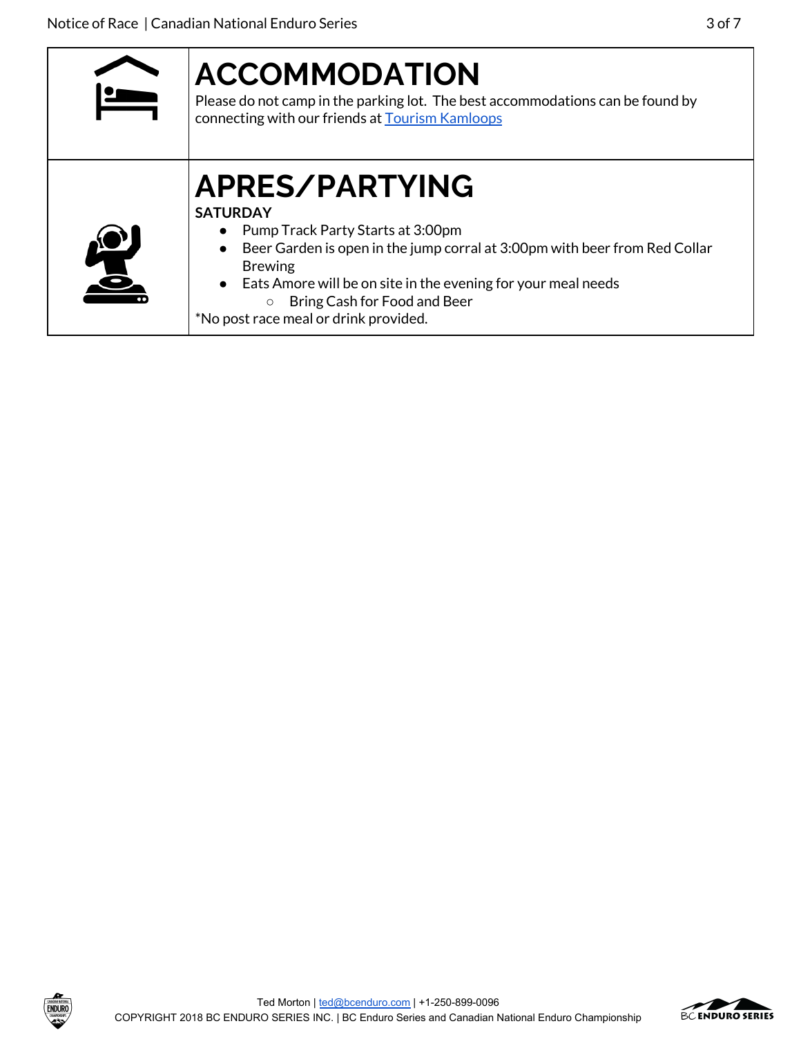## ACCOMMODATION

Please do not camp in the parking lot. The best accommodations can be found by connecting with our friends at [Tourism Kamloops](Tourism Kamloops)

## APRES/PARTYING

**SATURDAY**

- Pump Track Party Starts at 3:00pm
- Beer Garden is open in the jump corral at 3:00pm with beer from Red Collar Brewing
- Eats Amore will be on site in the evening for your meal needs
  - Bring Cash for Food and Beer

*No post race meal or drink provided.

Ted Morton | ted@bcenduro.com | +1-250-899-0096

COPYRIGHT 2018 BC ENDURO SERIES INC. | BC Enduro Series and Canadian National Enduro Championship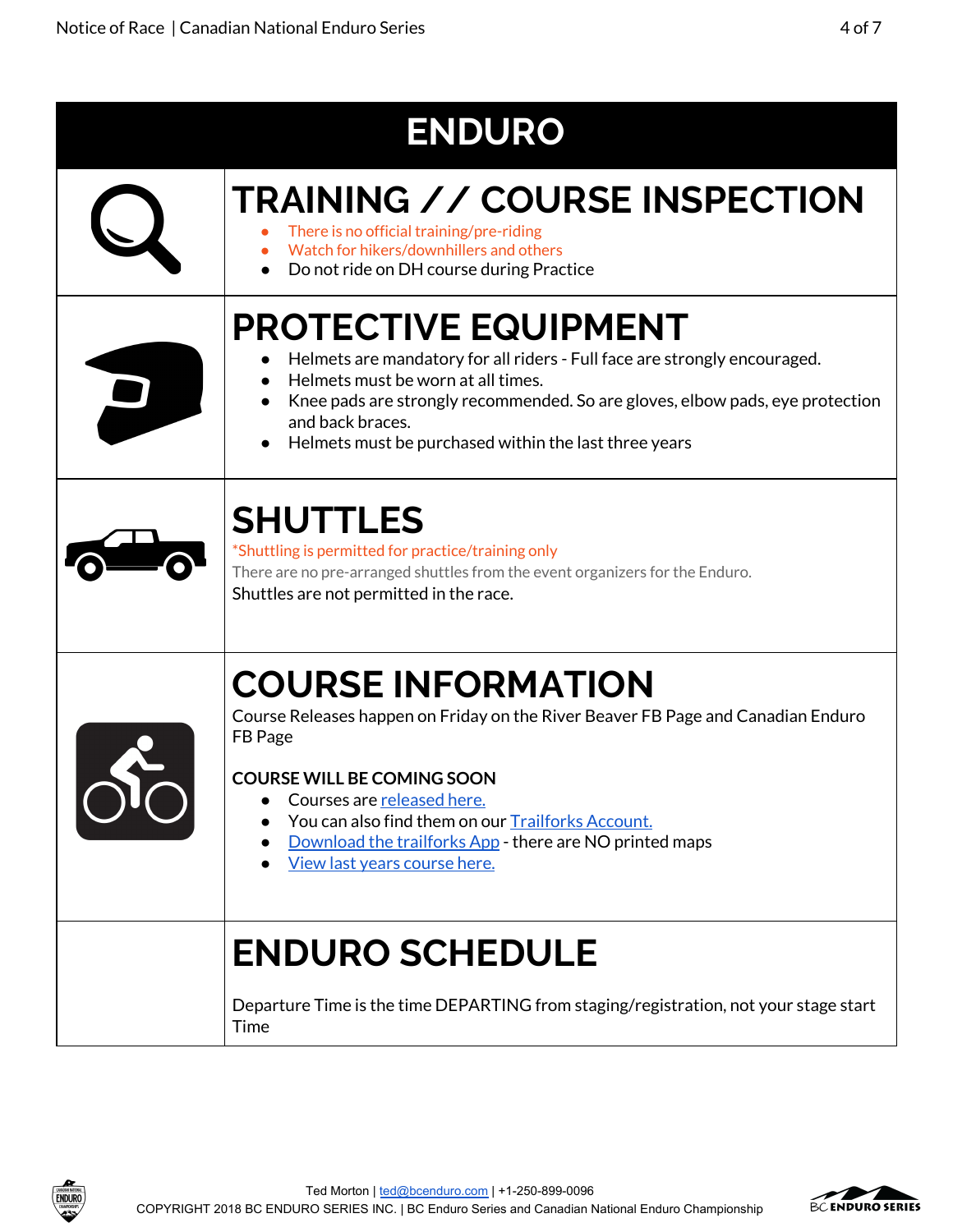# ENDURO

## TRAINING // COURSE INSPECTION

- There is no official training/pre-riding
- Watch for hikers/downhillers and others
- Do not ride on DH course during Practice

## PROTECTIVE EQUIPMENT

- Helmets are mandatory for all riders - Full face are strongly encouraged.
- Helmets must be worn at all times.
- Knee pads are strongly recommended. So are gloves, elbow pads, eye protection and back braces.
- Helmets must be purchased within the last three years

## SHUTTLES

*Shuttling is permitted for practice/training only

There are no pre-arranged shuttles from the event organizers for the Enduro.

Shuttles are not permitted in the race.

## COURSE INFORMATION

Course Releases happen on Friday on the River Beaver FB Page and Canadian Enduro FB Page

**COURSE WILL BE COMING SOON**

- Courses are released here.
- You can also find them on our Trailforks Account.
- Download the trailforks App - there are NO printed maps
- View last years course here.

## ENDURO SCHEDULE

Departure Time is the time DEPARTING from staging/registration, not your stage start Time

Ted Morton | ted@bcenduro.com | +1-250-899-0096

COPYRIGHT 2018 BC ENDURO SERIES INC. | BC Enduro Series and Canadian National Enduro Championship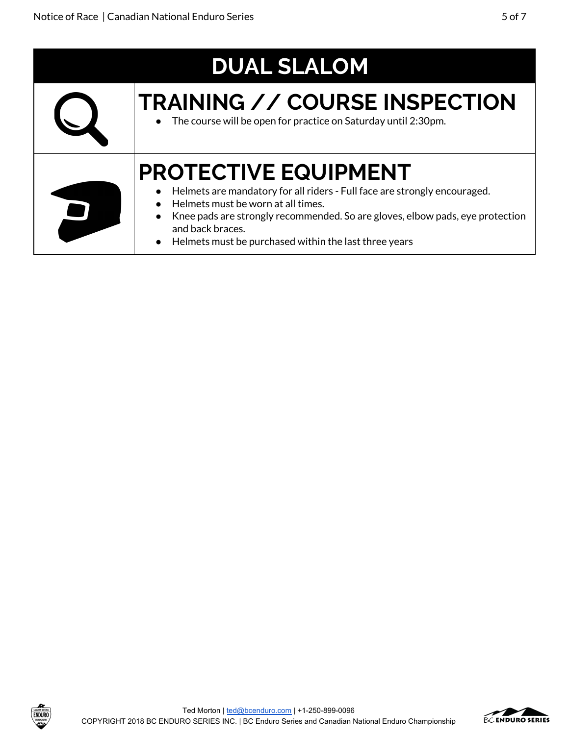# DUAL SLALOM

## TRAINING // COURSE INSPECTION

- The course will be open for practice on Saturday until 2:30pm.

## PROTECTIVE EQUIPMENT

- Helmets are mandatory for all riders - Full face are strongly encouraged.
- Helmets must be worn at all times.
- Knee pads are strongly recommended. So are gloves, elbow pads, eye protection and back braces.
- Helmets must be purchased within the last three years

Ted Morton | ted@bcenduro.com | +1-250-899-0096
COPYRIGHT 2018 BC ENDURO SERIES INC. | BC Enduro Series and Canadian National Enduro Championship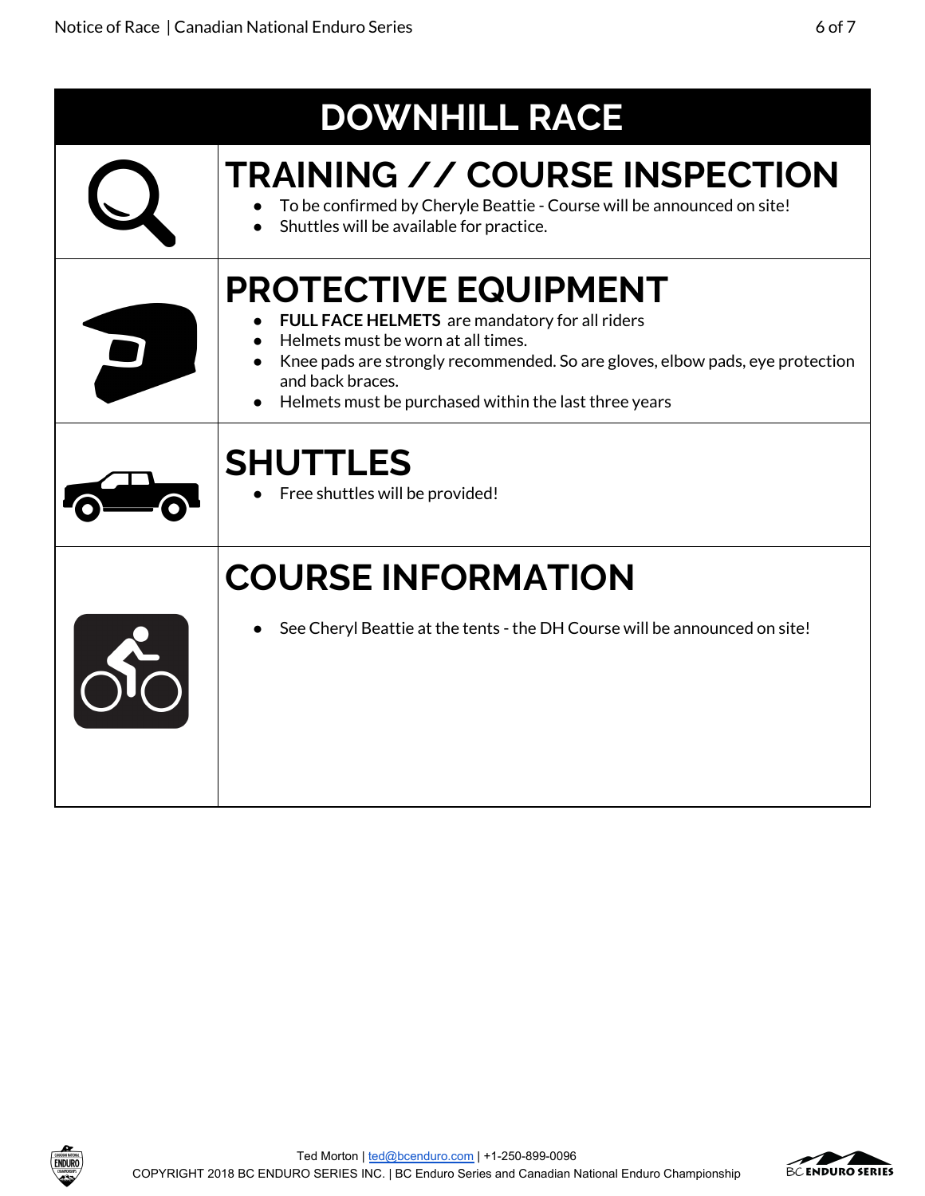# DOWNHILL RACE

## TRAINING // COURSE INSPECTION

- To be confirmed by Cheryle Beattie - Course will be announced on site!
- Shuttles will be available for practice.

## PROTECTIVE EQUIPMENT

- **FULL FACE HELMETS** are mandatory for all riders
- Helmets must be worn at all times.
- Knee pads are strongly recommended. So are gloves, elbow pads, eye protection and back braces.
- Helmets must be purchased within the last three years

## SHUTTLES

- Free shuttles will be provided!

## COURSE INFORMATION

- See Cheryl Beattie at the tents - the DH Course will be announced on site!

Ted Morton | ted@bcenduro.com | +1-250-899-0096
COPYRIGHT 2018 BC ENDURO SERIES INC. | BC Enduro Series and Canadian National Enduro Championship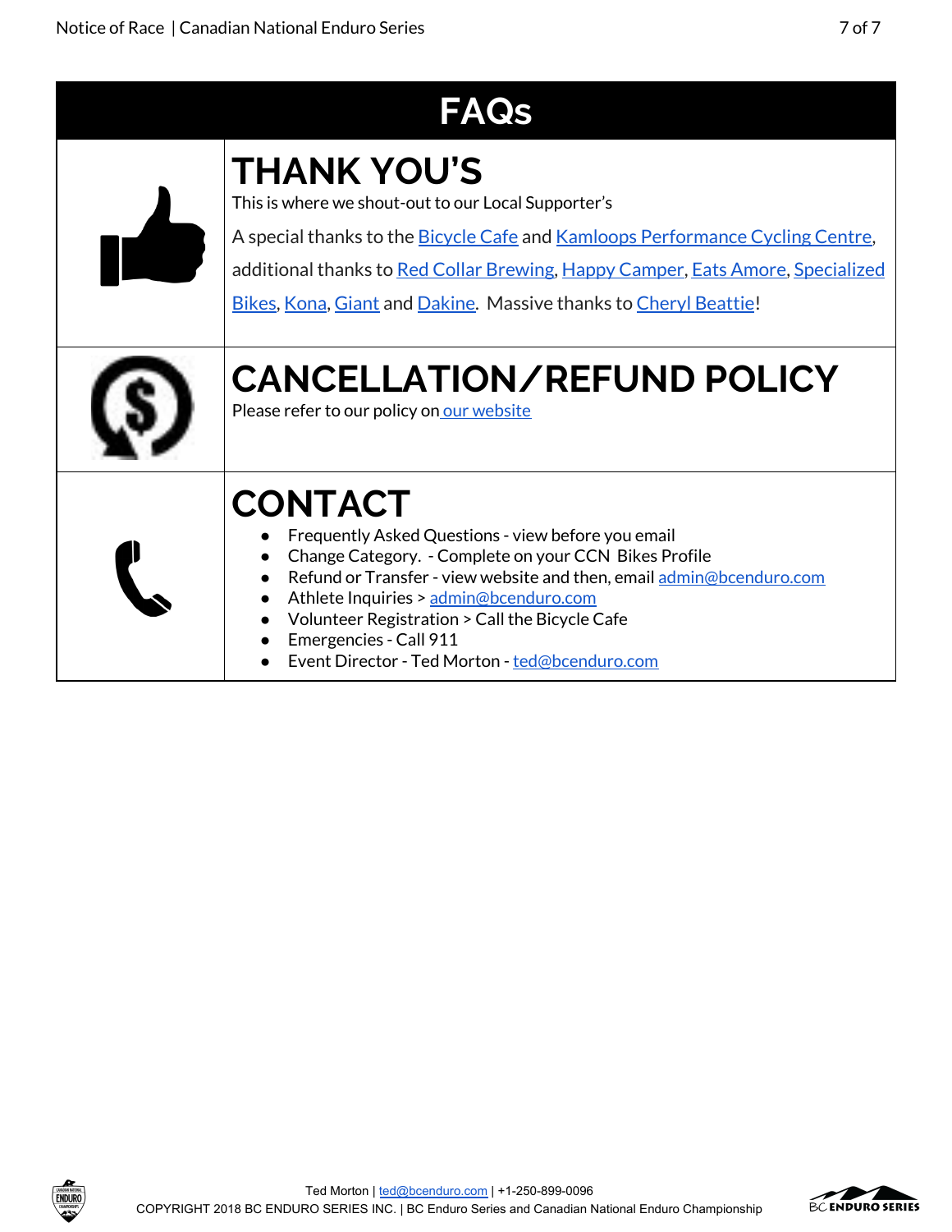# FAQs

## THANK YOU'S

This is where we shout-out to our Local Supporter's

A special thanks to the Bicycle Cafe and Kamloops Performance Cycling Centre, additional thanks to Red Collar Brewing, Happy Camper, Eats Amore, Specialized Bikes, Kona, Giant and Dakine. Massive thanks to Cheryl Beattie!

## CANCELLATION/REFUND POLICY

Please refer to our policy on our website

## CONTACT

- Frequently Asked Questions - view before you email
- Change Category. - Complete on your CCN Bikes Profile
- Refund or Transfer - view website and then, email admin@bcenduro.com
- Athlete Inquiries > admin@bcenduro.com
- Volunteer Registration > Call the Bicycle Cafe
- Emergencies - Call 911
- Event Director - Ted Morton - ted@bcenduro.com